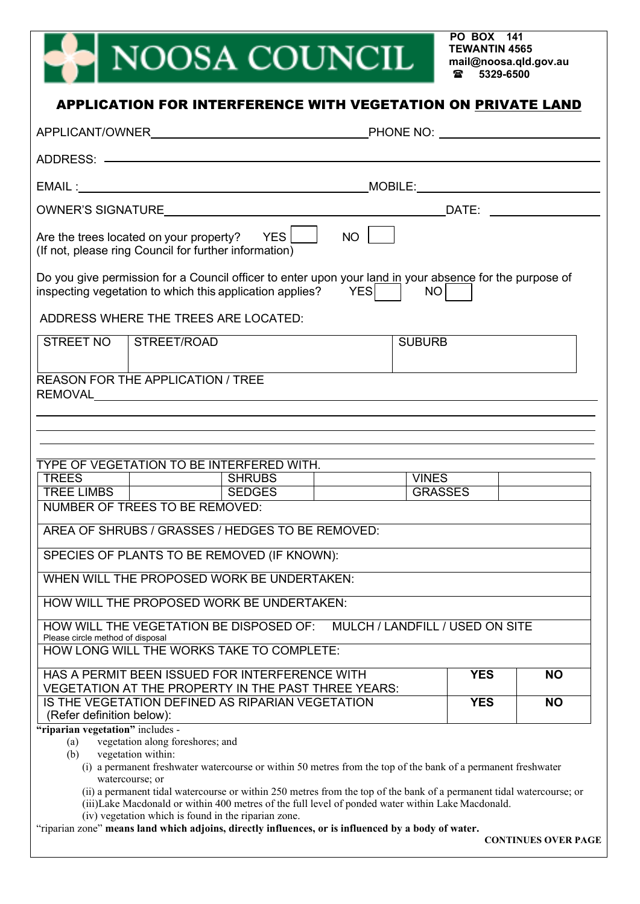NOOSA COUNCIL

**PO BOX 141**
**TEWANTIN 4565**
**mail@noosa.qld.gov.au**
**☎ 5329-6500**

## APPLICATION FOR INTERFERENCE WITH VEGETATION ON PRIVATE LAND

APPLICANT/OWNER ______________________ PHONE NO: ______________________

ADDRESS: ______________________________________________

EMAIL : ______________________ MOBILE: ______________________

OWNER'S SIGNATURE ______________________ DATE: ______________________

Are the trees located on your property? YES [ ] NO [ ]
(If not, please ring Council for further information)

Do you give permission for a Council officer to enter upon your land in your absence for the purpose of inspecting vegetation to which this application applies? YES [ ] NO [ ]

ADDRESS WHERE THE TREES ARE LOCATED:

| STREET NO | STREET/ROAD | SUBURB |
|---|---|---|
| | | |

REASON FOR THE APPLICATION / TREE REMOVAL ______________________________________________

______________________________________________

______________________________________________

______________________________________________

TYPE OF VEGETATION TO BE INTERFERED WITH.

| TREES | | SHRUBS | | VINES | |
|---|---|---|---|---|---|
| TREE LIMBS | | SEDGES | | GRASSES | |

| | | |
|---|---|---|
| NUMBER OF TREES TO BE REMOVED: | | |
| AREA OF SHRUBS / GRASSES / HEDGES TO BE REMOVED: | | |
| SPECIES OF PLANTS TO BE REMOVED (IF KNOWN): | | |
| WHEN WILL THE PROPOSED WORK BE UNDERTAKEN: | | |
| HOW WILL THE PROPOSED WORK BE UNDERTAKEN: | | |
| HOW WILL THE VEGETATION BE DISPOSED OF: MULCH / LANDFILL / USED ON SITE<br>Please circle method of disposal | | |
| HOW LONG WILL THE WORKS TAKE TO COMPLETE: | | |
| HAS A PERMIT BEEN ISSUED FOR INTERFERENCE WITH VEGETATION AT THE PROPERTY IN THE PAST THREE YEARS: | **YES** | **NO** |
| IS THE VEGETATION DEFINED AS RIPARIAN VEGETATION (Refer definition below): | **YES** | **NO** |

**"riparian vegetation"** includes -

(a) vegetation along foreshores; and

(b) vegetation within:

(i) a permanent freshwater watercourse or within 50 metres from the top of the bank of a permanent freshwater watercourse; or

(ii) a permanent tidal watercourse or within 250 metres from the top of the bank of a permanent tidal watercourse; or

(iii)Lake Macdonald or within 400 metres of the full level of ponded water within Lake Macdonald.

(iv) vegetation which is found in the riparian zone.

"riparian zone" **means land which adjoins, directly influences, or is influenced by a body of water.**

**CONTINUES OVER PAGE**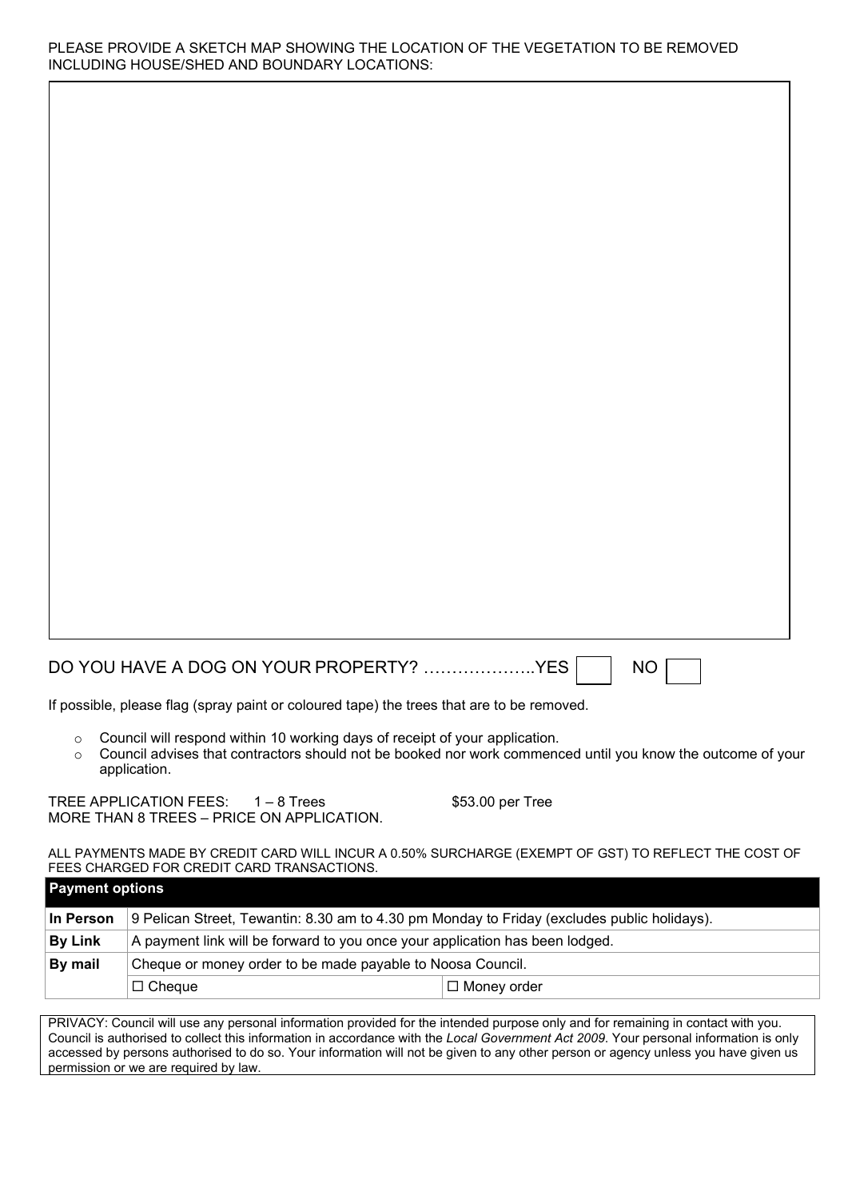PLEASE PROVIDE A SKETCH MAP SHOWING THE LOCATION OF THE VEGETATION TO BE REMOVED INCLUDING HOUSE/SHED AND BOUNDARY LOCATIONS:

DO YOU HAVE A DOG ON YOUR PROPERTY? ………………..YES ☐ NO ☐

If possible, please flag (spray paint or coloured tape) the trees that are to be removed.

- Council will respond within 10 working days of receipt of your application.
- Council advises that contractors should not be booked nor work commenced until you know the outcome of your application.

TREE APPLICATION FEES: 1 – 8 Trees $53.00 per Tree
MORE THAN 8 TREES – PRICE ON APPLICATION.

ALL PAYMENTS MADE BY CREDIT CARD WILL INCUR A 0.50% SURCHARGE (EXEMPT OF GST) TO REFLECT THE COST OF FEES CHARGED FOR CREDIT CARD TRANSACTIONS.

| **Payment options** | | |
|---|---|---|
| **In Person** | 9 Pelican Street, Tewantin: 8.30 am to 4.30 pm Monday to Friday (excludes public holidays). | |
| **By Link** | A payment link will be forward to you once your application has been lodged. | |
| **By mail** | Cheque or money order to be made payable to Noosa Council. | |
| | ☐ Cheque | ☐ Money order |

PRIVACY: Council will use any personal information provided for the intended purpose only and for remaining in contact with you. Council is authorised to collect this information in accordance with the *Local Government Act 2009.* Your personal information is only accessed by persons authorised to do so. Your information will not be given to any other person or agency unless you have given us permission or we are required by law.